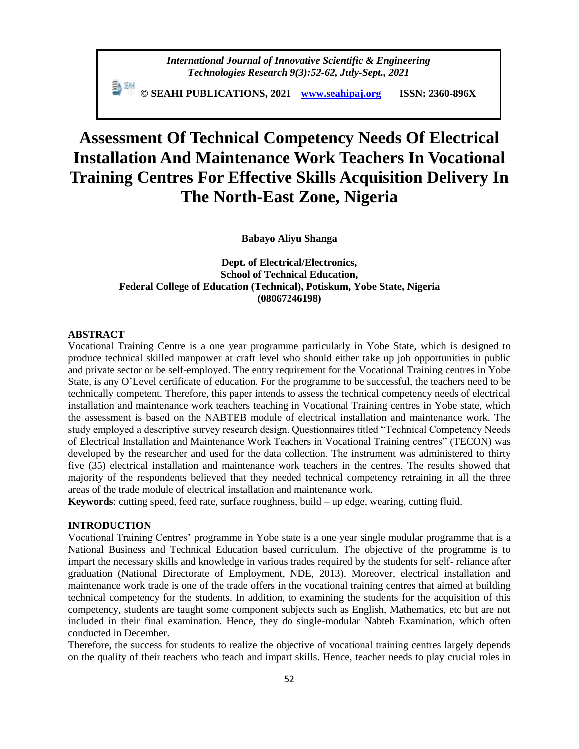*International Journal of Innovative Scientific & Engineering Technologies Research 9(3):52-62, July-Sept., 2021*

**© SEAHI PUBLICATIONS, 2021 www.seahipaj.org ISSN: 2360-896X**

# Assessment Of Technical Competency Needs Of Electrical Installation And Maintenance Work Teachers In Vocational Training Centres For Effective Skills Acquisition Delivery In The North-East Zone, Nigeria

**Babayo Aliyu Shanga**

**Dept. of Electrical/Electronics,**
**School of Technical Education,**
**Federal College of Education (Technical), Potiskum, Yobe State, Nigeria**
**(08067246198)**

## ABSTRACT

Vocational Training Centre is a one year programme particularly in Yobe State, which is designed to produce technical skilled manpower at craft level who should either take up job opportunities in public and private sector or be self-employed. The entry requirement for the Vocational Training centres in Yobe State, is any O'Level certificate of education. For the programme to be successful, the teachers need to be technically competent. Therefore, this paper intends to assess the technical competency needs of electrical installation and maintenance work teachers teaching in Vocational Training centres in Yobe state, which the assessment is based on the NABTEB module of electrical installation and maintenance work. The study employed a descriptive survey research design. Questionnaires titled "Technical Competency Needs of Electrical Installation and Maintenance Work Teachers in Vocational Training centres" (TECON) was developed by the researcher and used for the data collection. The instrument was administered to thirty five (35) electrical installation and maintenance work teachers in the centres. The results showed that majority of the respondents believed that they needed technical competency retraining in all the three areas of the trade module of electrical installation and maintenance work.

**Keywords**: cutting speed, feed rate, surface roughness, build – up edge, wearing, cutting fluid.

## INTRODUCTION

Vocational Training Centres' programme in Yobe state is a one year single modular programme that is a National Business and Technical Education based curriculum. The objective of the programme is to impart the necessary skills and knowledge in various trades required by the students for self- reliance after graduation (National Directorate of Employment, NDE, 2013). Moreover, electrical installation and maintenance work trade is one of the trade offers in the vocational training centres that aimed at building technical competency for the students. In addition, to examining the students for the acquisition of this competency, students are taught some component subjects such as English, Mathematics, etc but are not included in their final examination. Hence, they do single-modular Nabteb Examination, which often conducted in December.

Therefore, the success for students to realize the objective of vocational training centres largely depends on the quality of their teachers who teach and impart skills. Hence, teacher needs to play crucial roles in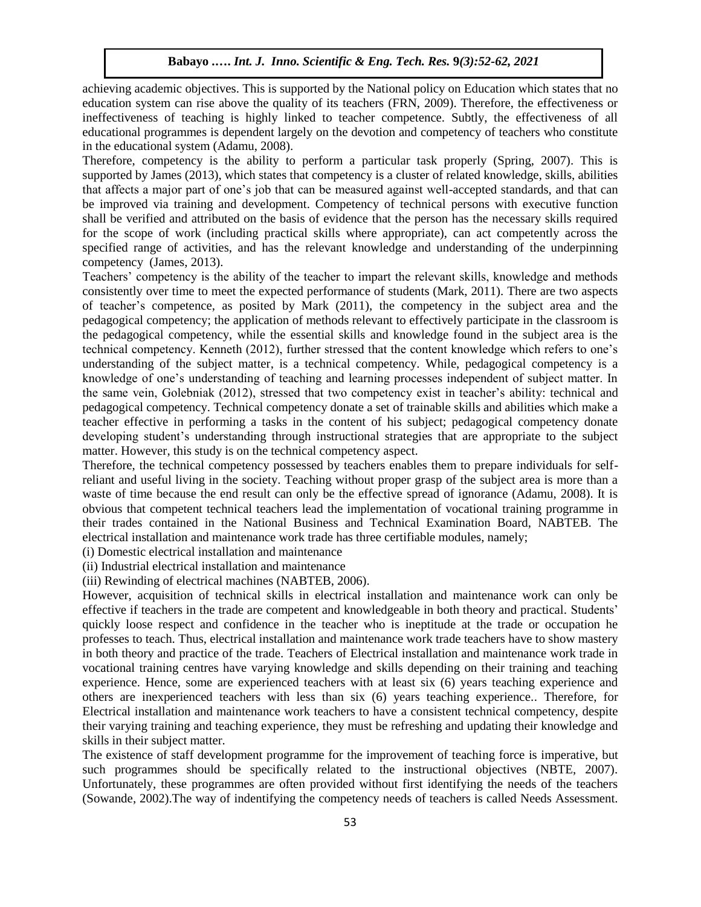achieving academic objectives. This is supported by the National policy on Education which states that no education system can rise above the quality of its teachers (FRN, 2009). Therefore, the effectiveness or ineffectiveness of teaching is highly linked to teacher competence. Subtly, the effectiveness of all educational programmes is dependent largely on the devotion and competency of teachers who constitute in the educational system (Adamu, 2008).

Therefore, competency is the ability to perform a particular task properly (Spring, 2007). This is supported by James (2013), which states that competency is a cluster of related knowledge, skills, abilities that affects a major part of one's job that can be measured against well-accepted standards, and that can be improved via training and development. Competency of technical persons with executive function shall be verified and attributed on the basis of evidence that the person has the necessary skills required for the scope of work (including practical skills where appropriate), can act competently across the specified range of activities, and has the relevant knowledge and understanding of the underpinning competency (James, 2013).

Teachers' competency is the ability of the teacher to impart the relevant skills, knowledge and methods consistently over time to meet the expected performance of students (Mark, 2011). There are two aspects of teacher's competence, as posited by Mark (2011), the competency in the subject area and the pedagogical competency; the application of methods relevant to effectively participate in the classroom is the pedagogical competency, while the essential skills and knowledge found in the subject area is the technical competency. Kenneth (2012), further stressed that the content knowledge which refers to one's understanding of the subject matter, is a technical competency. While, pedagogical competency is a knowledge of one's understanding of teaching and learning processes independent of subject matter. In the same vein, Golebniak (2012), stressed that two competency exist in teacher's ability: technical and pedagogical competency. Technical competency donate a set of trainable skills and abilities which make a teacher effective in performing a tasks in the content of his subject; pedagogical competency donate developing student's understanding through instructional strategies that are appropriate to the subject matter. However, this study is on the technical competency aspect.

Therefore, the technical competency possessed by teachers enables them to prepare individuals for self-reliant and useful living in the society. Teaching without proper grasp of the subject area is more than a waste of time because the end result can only be the effective spread of ignorance (Adamu, 2008). It is obvious that competent technical teachers lead the implementation of vocational training programme in their trades contained in the National Business and Technical Examination Board, NABTEB. The electrical installation and maintenance work trade has three certifiable modules, namely;

(i) Domestic electrical installation and maintenance

(ii) Industrial electrical installation and maintenance

(iii) Rewinding of electrical machines (NABTEB, 2006).

However, acquisition of technical skills in electrical installation and maintenance work can only be effective if teachers in the trade are competent and knowledgeable in both theory and practical. Students' quickly loose respect and confidence in the teacher who is ineptitude at the trade or occupation he professes to teach. Thus, electrical installation and maintenance work trade teachers have to show mastery in both theory and practice of the trade. Teachers of Electrical installation and maintenance work trade in vocational training centres have varying knowledge and skills depending on their training and teaching experience. Hence, some are experienced teachers with at least six (6) years teaching experience and others are inexperienced teachers with less than six (6) years teaching experience.. Therefore, for Electrical installation and maintenance work teachers to have a consistent technical competency, despite their varying training and teaching experience, they must be refreshing and updating their knowledge and skills in their subject matter.

The existence of staff development programme for the improvement of teaching force is imperative, but such programmes should be specifically related to the instructional objectives (NBTE, 2007). Unfortunately, these programmes are often provided without first identifying the needs of the teachers (Sowande, 2002).The way of indentifying the competency needs of teachers is called Needs Assessment.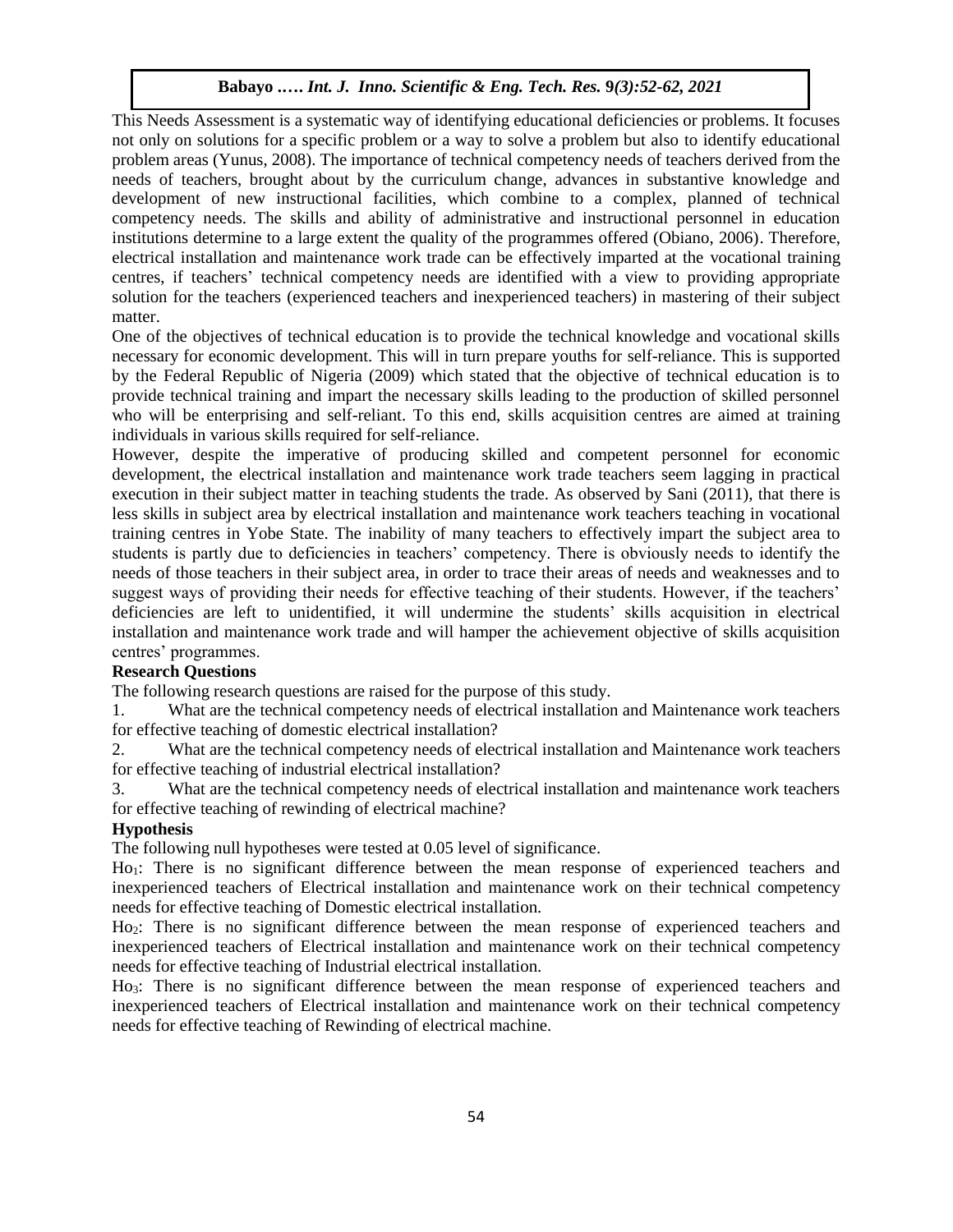This Needs Assessment is a systematic way of identifying educational deficiencies or problems. It focuses not only on solutions for a specific problem or a way to solve a problem but also to identify educational problem areas (Yunus, 2008). The importance of technical competency needs of teachers derived from the needs of teachers, brought about by the curriculum change, advances in substantive knowledge and development of new instructional facilities, which combine to a complex, planned of technical competency needs. The skills and ability of administrative and instructional personnel in education institutions determine to a large extent the quality of the programmes offered (Obiano, 2006). Therefore, electrical installation and maintenance work trade can be effectively imparted at the vocational training centres, if teachers' technical competency needs are identified with a view to providing appropriate solution for the teachers (experienced teachers and inexperienced teachers) in mastering of their subject matter.

One of the objectives of technical education is to provide the technical knowledge and vocational skills necessary for economic development. This will in turn prepare youths for self-reliance. This is supported by the Federal Republic of Nigeria (2009) which stated that the objective of technical education is to provide technical training and impart the necessary skills leading to the production of skilled personnel who will be enterprising and self-reliant. To this end, skills acquisition centres are aimed at training individuals in various skills required for self-reliance.

However, despite the imperative of producing skilled and competent personnel for economic development, the electrical installation and maintenance work trade teachers seem lagging in practical execution in their subject matter in teaching students the trade. As observed by Sani (2011), that there is less skills in subject area by electrical installation and maintenance work teachers teaching in vocational training centres in Yobe State. The inability of many teachers to effectively impart the subject area to students is partly due to deficiencies in teachers' competency. There is obviously needs to identify the needs of those teachers in their subject area, in order to trace their areas of needs and weaknesses and to suggest ways of providing their needs for effective teaching of their students. However, if the teachers' deficiencies are left to unidentified, it will undermine the students' skills acquisition in electrical installation and maintenance work trade and will hamper the achievement objective of skills acquisition centres' programmes.

**Research Questions**

The following research questions are raised for the purpose of this study.

1. What are the technical competency needs of electrical installation and Maintenance work teachers for effective teaching of domestic electrical installation?
2. What are the technical competency needs of electrical installation and Maintenance work teachers for effective teaching of industrial electrical installation?
3. What are the technical competency needs of electrical installation and maintenance work teachers for effective teaching of rewinding of electrical machine?

**Hypothesis**

The following null hypotheses were tested at 0.05 level of significance.

$Ho_1$: There is no significant difference between the mean response of experienced teachers and inexperienced teachers of Electrical installation and maintenance work on their technical competency needs for effective teaching of Domestic electrical installation.

$Ho_2$: There is no significant difference between the mean response of experienced teachers and inexperienced teachers of Electrical installation and maintenance work on their technical competency needs for effective teaching of Industrial electrical installation.

$Ho_3$: There is no significant difference between the mean response of experienced teachers and inexperienced teachers of Electrical installation and maintenance work on their technical competency needs for effective teaching of Rewinding of electrical machine.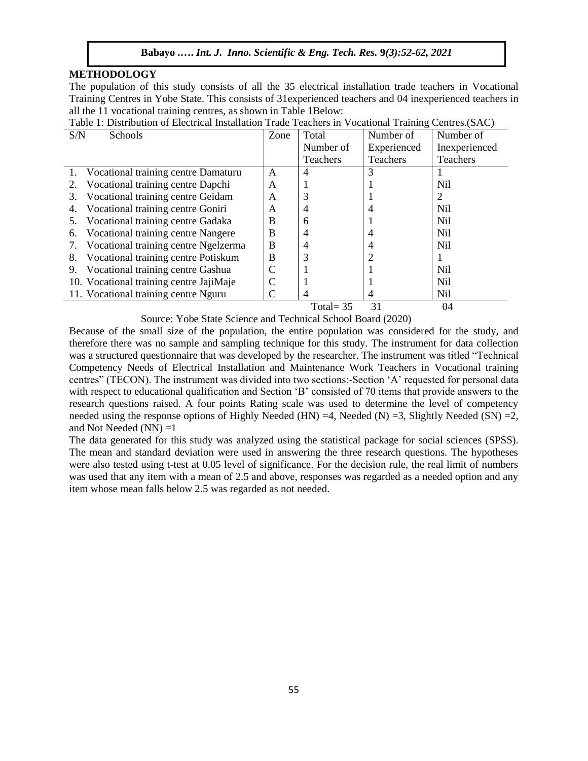## METHODOLOGY

The population of this study consists of all the 35 electrical installation trade teachers in Vocational Training Centres in Yobe State. This consists of 31experienced teachers and 04 inexperienced teachers in all the 11 vocational training centres, as shown in Table 1Below:

Table 1: Distribution of Electrical Installation Trade Teachers in Vocational Training Centres.(SAC)

| S/N | Schools | Zone | Total Number of Teachers | Number of Experienced Teachers | Number of Inexperienced Teachers |
|---|---|---|---|---|---|
| 1. | Vocational training centre Damaturu | A | 4 | 3 | 1 |
| 2. | Vocational training centre Dapchi | A | 1 | 1 | Nil |
| 3. | Vocational training centre Geidam | A | 3 | 1 | 2 |
| 4. | Vocational training centre Goniri | A | 4 | 4 | Nil |
| 5. | Vocational training centre Gadaka | B | 6 | 1 | Nil |
| 6. | Vocational training centre Nangere | B | 4 | 4 | Nil |
| 7. | Vocational training centre Ngelzerma | B | 4 | 4 | Nil |
| 8. | Vocational training centre Potiskum | B | 3 | 2 | 1 |
| 9. | Vocational training centre Gashua | C | 1 | 1 | Nil |
| 10. | Vocational training centre JajiMaje | C | 1 | 1 | Nil |
| 11. | Vocational training centre Nguru | C | 4 | 4 | Nil |
| | | | Total= 35 | 31 | 04 |

Source: Yobe State Science and Technical School Board (2020)

Because of the small size of the population, the entire population was considered for the study, and therefore there was no sample and sampling technique for this study. The instrument for data collection was a structured questionnaire that was developed by the researcher. The instrument was titled "Technical Competency Needs of Electrical Installation and Maintenance Work Teachers in Vocational training centres" (TECON). The instrument was divided into two sections:-Section 'A' requested for personal data with respect to educational qualification and Section 'B' consisted of 70 items that provide answers to the research questions raised. A four points Rating scale was used to determine the level of competency needed using the response options of Highly Needed (HN) =4, Needed (N) =3, Slightly Needed (SN) =2, and Not Needed (NN) =1

The data generated for this study was analyzed using the statistical package for social sciences (SPSS). The mean and standard deviation were used in answering the three research questions. The hypotheses were also tested using t-test at 0.05 level of significance. For the decision rule, the real limit of numbers was used that any item with a mean of 2.5 and above, responses was regarded as a needed option and any item whose mean falls below 2.5 was regarded as not needed.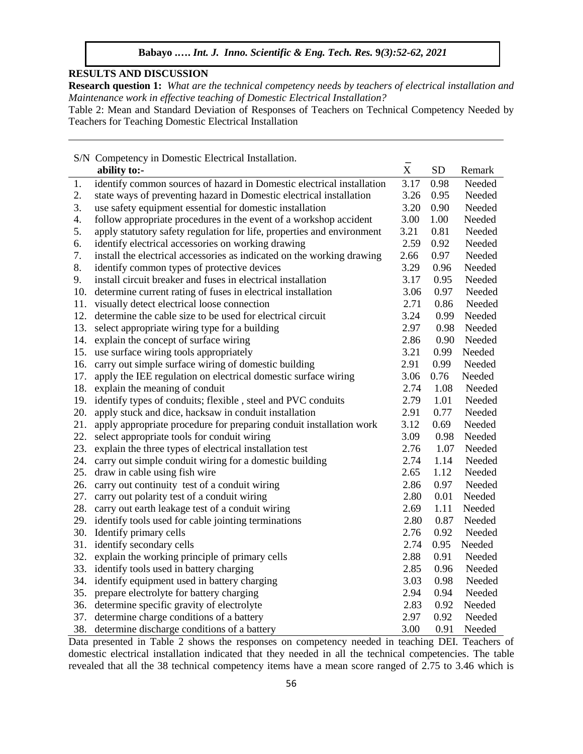## RESULTS AND DISCUSSION

**Research question 1:** *What are the technical competency needs by teachers of electrical installation and Maintenance work in effective teaching of Domestic Electrical Installation?*

Table 2: Mean and Standard Deviation of Responses of Teachers on Technical Competency Needed by Teachers for Teaching Domestic Electrical Installation

| S/N | Competency in Domestic Electrical Installation. **ability to:-** | $\bar{X}$ | SD | Remark |
|---|---|---|---|---|
| 1. | identify common sources of hazard in Domestic electrical installation | 3.17 | 0.98 | Needed |
| 2. | state ways of preventing hazard in Domestic electrical installation | 3.26 | 0.95 | Needed |
| 3. | use safety equipment essential for domestic installation | 3.20 | 0.90 | Needed |
| 4. | follow appropriate procedures in the event of a workshop accident | 3.00 | 1.00 | Needed |
| 5. | apply statutory safety regulation for life, properties and environment | 3.21 | 0.81 | Needed |
| 6. | identify electrical accessories on working drawing | 2.59 | 0.92 | Needed |
| 7. | install the electrical accessories as indicated on the working drawing | 2.66 | 0.97 | Needed |
| 8. | identify common types of protective devices | 3.29 | 0.96 | Needed |
| 9. | install circuit breaker and fuses in electrical installation | 3.17 | 0.95 | Needed |
| 10. | determine current rating of fuses in electrical installation | 3.06 | 0.97 | Needed |
| 11. | visually detect electrical loose connection | 2.71 | 0.86 | Needed |
| 12. | determine the cable size to be used for electrical circuit | 3.24 | 0.99 | Needed |
| 13. | select appropriate wiring type for a building | 2.97 | 0.98 | Needed |
| 14. | explain the concept of surface wiring | 2.86 | 0.90 | Needed |
| 15. | use surface wiring tools appropriately | 3.21 | 0.99 | Needed |
| 16. | carry out simple surface wiring of domestic building | 2.91 | 0.99 | Needed |
| 17. | apply the IEE regulation on electrical domestic surface wiring | 3.06 | 0.76 | Needed |
| 18. | explain the meaning of conduit | 2.74 | 1.08 | Needed |
| 19. | identify types of conduits; flexible , steel and PVC conduits | 2.79 | 1.01 | Needed |
| 20. | apply stuck and dice, hacksaw in conduit installation | 2.91 | 0.77 | Needed |
| 21. | apply appropriate procedure for preparing conduit installation work | 3.12 | 0.69 | Needed |
| 22. | select appropriate tools for conduit wiring | 3.09 | 0.98 | Needed |
| 23. | explain the three types of electrical installation test | 2.76 | 1.07 | Needed |
| 24. | carry out simple conduit wiring for a domestic building | 2.74 | 1.14 | Needed |
| 25. | draw in cable using fish wire | 2.65 | 1.12 | Needed |
| 26. | carry out continuity test of a conduit wiring | 2.86 | 0.97 | Needed |
| 27. | carry out polarity test of a conduit wiring | 2.80 | 0.01 | Needed |
| 28. | carry out earth leakage test of a conduit wiring | 2.69 | 1.11 | Needed |
| 29. | identify tools used for cable jointing terminations | 2.80 | 0.87 | Needed |
| 30. | Identify primary cells | 2.76 | 0.92 | Needed |
| 31. | identify secondary cells | 2.74 | 0.95 | Needed |
| 32. | explain the working principle of primary cells | 2.88 | 0.91 | Needed |
| 33. | identify tools used in battery charging | 2.85 | 0.96 | Needed |
| 34. | identify equipment used in battery charging | 3.03 | 0.98 | Needed |
| 35. | prepare electrolyte for battery charging | 2.94 | 0.94 | Needed |
| 36. | determine specific gravity of electrolyte | 2.83 | 0.92 | Needed |
| 37. | determine charge conditions of a battery | 2.97 | 0.92 | Needed |
| 38. | determine discharge conditions of a battery | 3.00 | 0.91 | Needed |

Data presented in Table 2 shows the responses on competency needed in teaching DEI. Teachers of domestic electrical installation indicated that they needed in all the technical competencies. The table revealed that all the 38 technical competency items have a mean score ranged of 2.75 to 3.46 which is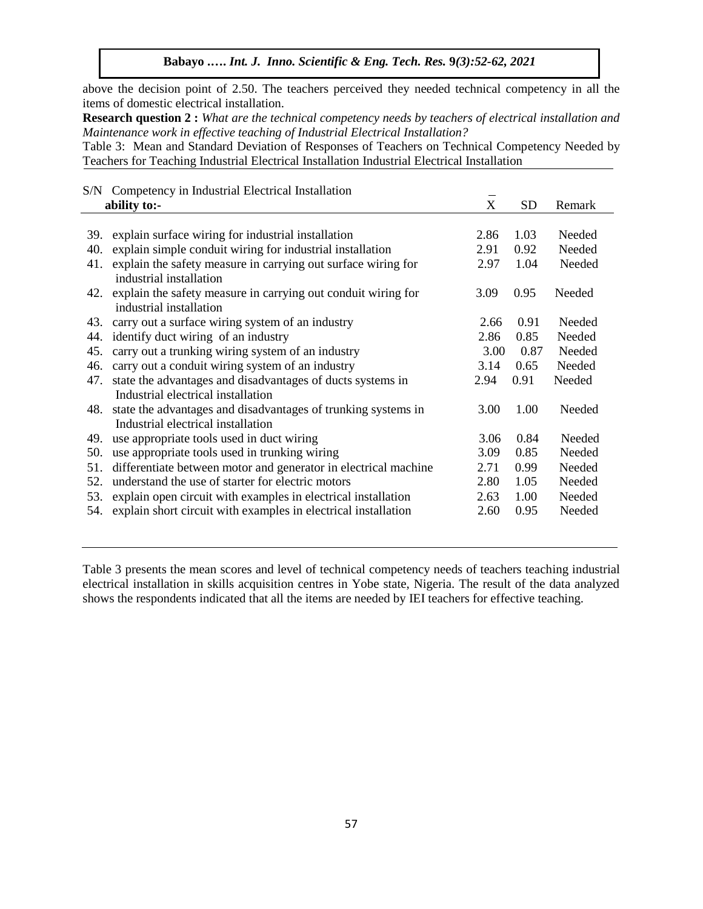above the decision point of 2.50. The teachers perceived they needed technical competency in all the items of domestic electrical installation.

**Research question 2 :** *What are the technical competency needs by teachers of electrical installation and Maintenance work in effective teaching of Industrial Electrical Installation?*

Table 3: Mean and Standard Deviation of Responses of Teachers on Technical Competency Needed by Teachers for Teaching Industrial Electrical Installation Industrial Electrical Installation

| S/N | Competency in Industrial Electrical Installation **ability to:-** | $\bar{X}$ | SD | Remark |
|---|---|---|---|---|
| 39. | explain surface wiring for industrial installation | 2.86 | 1.03 | Needed |
| 40. | explain simple conduit wiring for industrial installation | 2.91 | 0.92 | Needed |
| 41. | explain the safety measure in carrying out surface wiring for industrial installation | 2.97 | 1.04 | Needed |
| 42. | explain the safety measure in carrying out conduit wiring for industrial installation | 3.09 | 0.95 | Needed |
| 43. | carry out a surface wiring system of an industry | 2.66 | 0.91 | Needed |
| 44. | identify duct wiring of an industry | 2.86 | 0.85 | Needed |
| 45. | carry out a trunking wiring system of an industry | 3.00 | 0.87 | Needed |
| 46. | carry out a conduit wiring system of an industry | 3.14 | 0.65 | Needed |
| 47. | state the advantages and disadvantages of ducts systems in Industrial electrical installation | 2.94 | 0.91 | Needed |
| 48. | state the advantages and disadvantages of trunking systems in Industrial electrical installation | 3.00 | 1.00 | Needed |
| 49. | use appropriate tools used in duct wiring | 3.06 | 0.84 | Needed |
| 50. | use appropriate tools used in trunking wiring | 3.09 | 0.85 | Needed |
| 51. | differentiate between motor and generator in electrical machine | 2.71 | 0.99 | Needed |
| 52. | understand the use of starter for electric motors | 2.80 | 1.05 | Needed |
| 53. | explain open circuit with examples in electrical installation | 2.63 | 1.00 | Needed |
| 54. | explain short circuit with examples in electrical installation | 2.60 | 0.95 | Needed |

Table 3 presents the mean scores and level of technical competency needs of teachers teaching industrial electrical installation in skills acquisition centres in Yobe state, Nigeria. The result of the data analyzed shows the respondents indicated that all the items are needed by IEI teachers for effective teaching.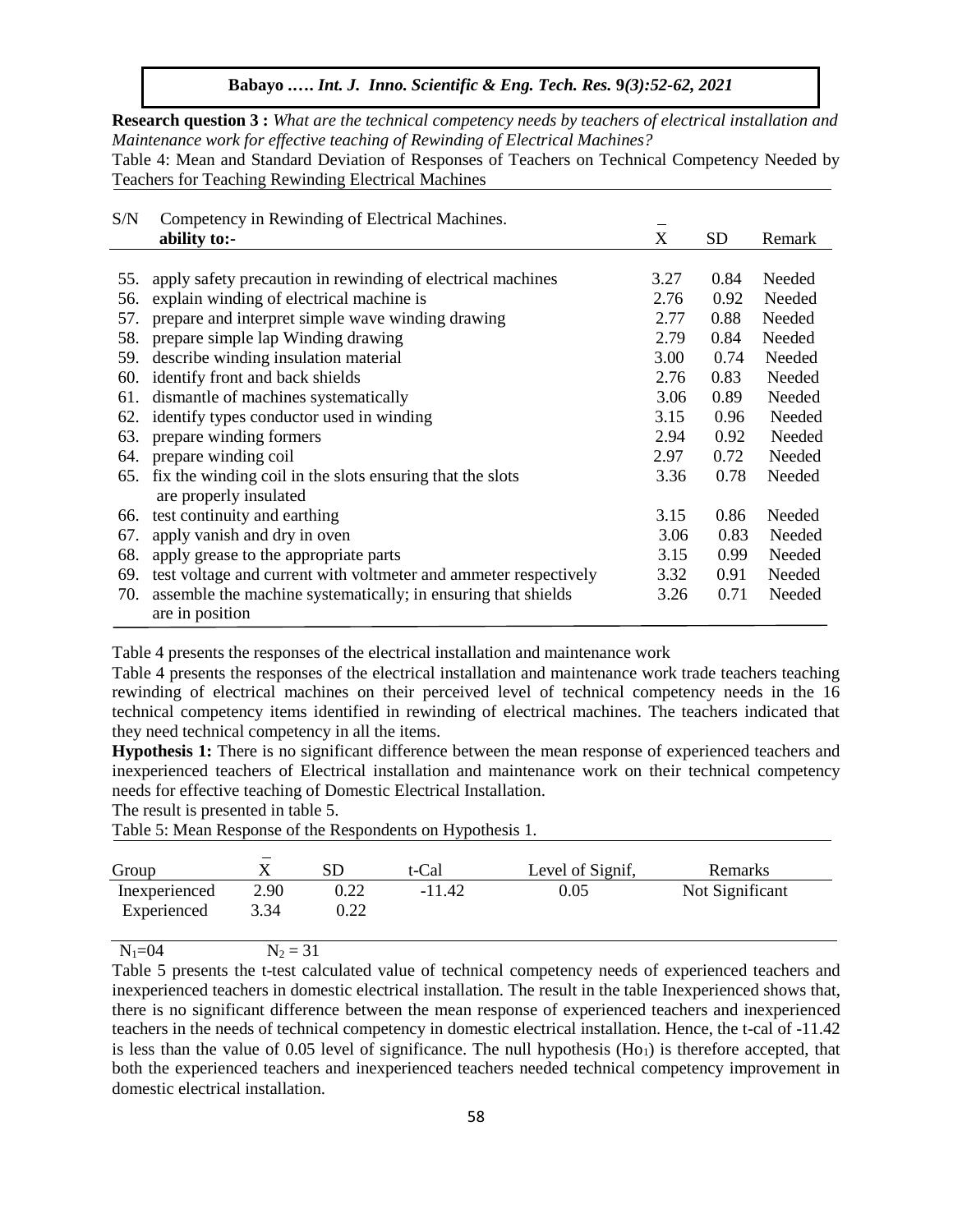**Research question 3 :** *What are the technical competency needs by teachers of electrical installation and Maintenance work for effective teaching of Rewinding of Electrical Machines?*

Table 4: Mean and Standard Deviation of Responses of Teachers on Technical Competency Needed by Teachers for Teaching Rewinding Electrical Machines

| S/N | Competency in Rewinding of Electrical Machines. **ability to:-** | $\bar{X}$ | SD | Remark |
|---|---|---|---|---|
| 55. | apply safety precaution in rewinding of electrical machines | 3.27 | 0.84 | Needed |
| 56. | explain winding of electrical machine is | 2.76 | 0.92 | Needed |
| 57. | prepare and interpret simple wave winding drawing | 2.77 | 0.88 | Needed |
| 58. | prepare simple lap Winding drawing | 2.79 | 0.84 | Needed |
| 59. | describe winding insulation material | 3.00 | 0.74 | Needed |
| 60. | identify front and back shields | 2.76 | 0.83 | Needed |
| 61. | dismantle of machines systematically | 3.06 | 0.89 | Needed |
| 62. | identify types conductor used in winding | 3.15 | 0.96 | Needed |
| 63. | prepare winding formers | 2.94 | 0.92 | Needed |
| 64. | prepare winding coil | 2.97 | 0.72 | Needed |
| 65. | fix the winding coil in the slots ensuring that the slots are properly insulated | 3.36 | 0.78 | Needed |
| 66. | test continuity and earthing | 3.15 | 0.86 | Needed |
| 67. | apply vanish and dry in oven | 3.06 | 0.83 | Needed |
| 68. | apply grease to the appropriate parts | 3.15 | 0.99 | Needed |
| 69. | test voltage and current with voltmeter and ammeter respectively | 3.32 | 0.91 | Needed |
| 70. | assemble the machine systematically; in ensuring that shields are in position | 3.26 | 0.71 | Needed |

Table 4 presents the responses of the electrical installation and maintenance work

Table 4 presents the responses of the electrical installation and maintenance work trade teachers teaching rewinding of electrical machines on their perceived level of technical competency needs in the 16 technical competency items identified in rewinding of electrical machines. The teachers indicated that they need technical competency in all the items.

**Hypothesis 1:** There is no significant difference between the mean response of experienced teachers and inexperienced teachers of Electrical installation and maintenance work on their technical competency needs for effective teaching of Domestic Electrical Installation.

The result is presented in table 5.

Table 5: Mean Response of the Respondents on Hypothesis 1.

| Group | $\bar{X}$ | SD | t-Cal | Level of Signif, | Remarks |
|---|---|---|---|---|---|
| Inexperienced | 2.90 | 0.22 | -11.42 | 0.05 | Not Significant |
| Experienced | 3.34 | 0.22 | | | |

$N_1$=04 $N_2$ = 31

Table 5 presents the t-test calculated value of technical competency needs of experienced teachers and inexperienced teachers in domestic electrical installation. The result in the table Inexperienced shows that, there is no significant difference between the mean response of experienced teachers and inexperienced teachers in the needs of technical competency in domestic electrical installation. Hence, the t-cal of -11.42 is less than the value of 0.05 level of significance. The null hypothesis ($Ho_1$) is therefore accepted, that both the experienced teachers and inexperienced teachers needed technical competency improvement in domestic electrical installation.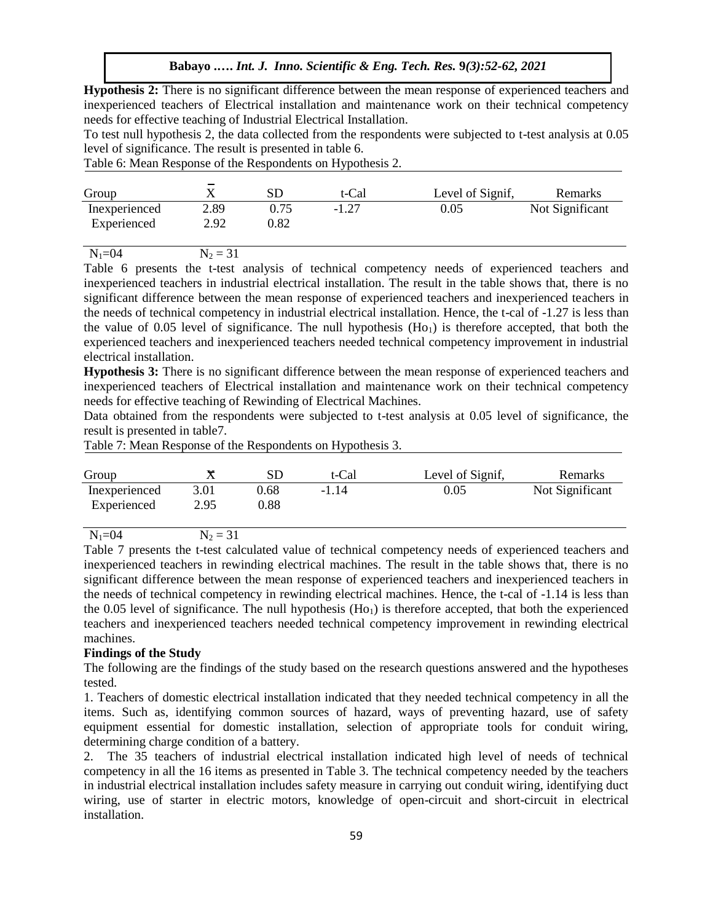**Hypothesis 2:** There is no significant difference between the mean response of experienced teachers and inexperienced teachers of Electrical installation and maintenance work on their technical competency needs for effective teaching of Industrial Electrical Installation.

To test null hypothesis 2, the data collected from the respondents were subjected to t-test analysis at 0.05 level of significance. The result is presented in table 6.

Table 6: Mean Response of the Respondents on Hypothesis 2.

| Group | $\bar{X}$ | SD | t-Cal | Level of Signif, | Remarks |
|---|---|---|---|---|---|
| Inexperienced | 2.89 | 0.75 | -1.27 | 0.05 | Not Significant |
| Experienced | 2.92 | 0.82 | | | |

$N_1$=04 $N_2$ = 31

Table 6 presents the t-test analysis of technical competency needs of experienced teachers and inexperienced teachers in industrial electrical installation. The result in the table shows that, there is no significant difference between the mean response of experienced teachers and inexperienced teachers in the needs of technical competency in industrial electrical installation. Hence, the t-cal of -1.27 is less than the value of 0.05 level of significance. The null hypothesis ($Ho_1$) is therefore accepted, that both the experienced teachers and inexperienced teachers needed technical competency improvement in industrial electrical installation.

**Hypothesis 3:** There is no significant difference between the mean response of experienced teachers and inexperienced teachers of Electrical installation and maintenance work on their technical competency needs for effective teaching of Rewinding of Electrical Machines.

Data obtained from the respondents were subjected to t-test analysis at 0.05 level of significance, the result is presented in table7.

Table 7: Mean Response of the Respondents on Hypothesis 3.

| Group | $\bar{X}$ | SD | t-Cal | Level of Signif, | Remarks |
|---|---|---|---|---|---|
| Inexperienced | 3.01 | 0.68 | -1.14 | 0.05 | Not Significant |
| Experienced | 2.95 | 0.88 | | | |

$N_1$=04 $N_2$ = 31

Table 7 presents the t-test calculated value of technical competency needs of experienced teachers and inexperienced teachers in rewinding electrical machines. The result in the table shows that, there is no significant difference between the mean response of experienced teachers and inexperienced teachers in the needs of technical competency in rewinding electrical machines. Hence, the t-cal of -1.14 is less than the 0.05 level of significance. The null hypothesis ($Ho_1$) is therefore accepted, that both the experienced teachers and inexperienced teachers needed technical competency improvement in rewinding electrical machines.

**Findings of the Study**

The following are the findings of the study based on the research questions answered and the hypotheses tested.

1. Teachers of domestic electrical installation indicated that they needed technical competency in all the items. Such as, identifying common sources of hazard, ways of preventing hazard, use of safety equipment essential for domestic installation, selection of appropriate tools for conduit wiring, determining charge condition of a battery.
2. The 35 teachers of industrial electrical installation indicated high level of needs of technical competency in all the 16 items as presented in Table 3. The technical competency needed by the teachers in industrial electrical installation includes safety measure in carrying out conduit wiring, identifying duct wiring, use of starter in electric motors, knowledge of open-circuit and short-circuit in electrical installation.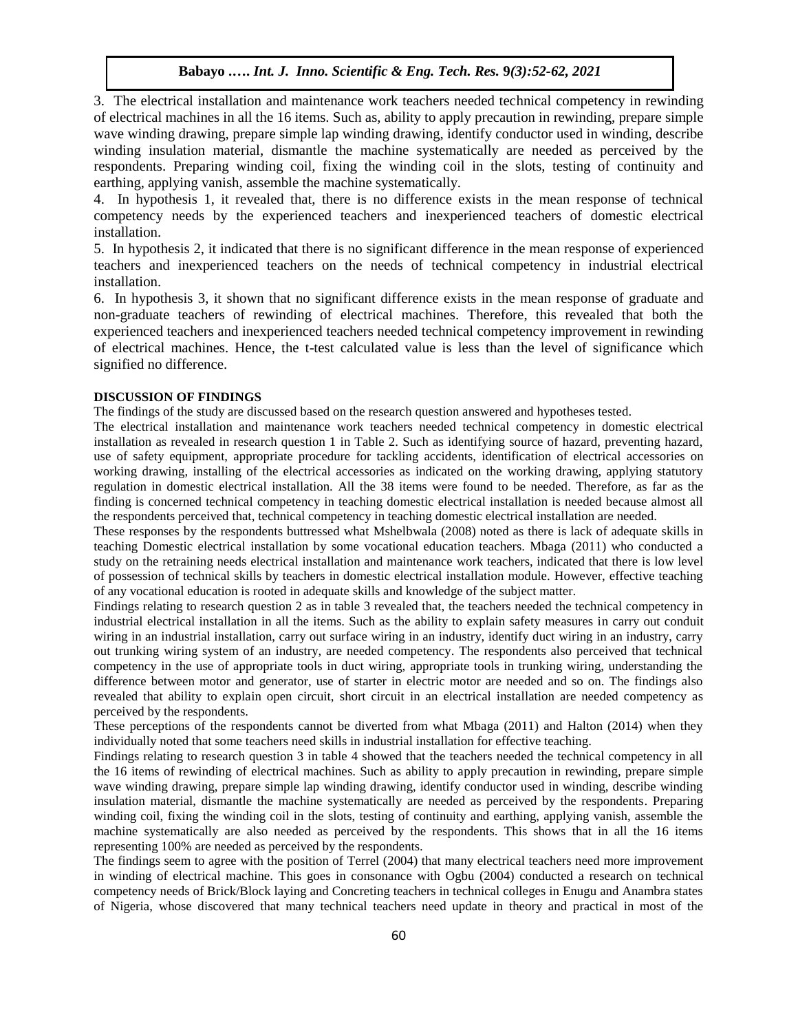3. The electrical installation and maintenance work teachers needed technical competency in rewinding of electrical machines in all the 16 items. Such as, ability to apply precaution in rewinding, prepare simple wave winding drawing, prepare simple lap winding drawing, identify conductor used in winding, describe winding insulation material, dismantle the machine systematically are needed as perceived by the respondents. Preparing winding coil, fixing the winding coil in the slots, testing of continuity and earthing, applying vanish, assemble the machine systematically.

4. In hypothesis 1, it revealed that, there is no difference exists in the mean response of technical competency needs by the experienced teachers and inexperienced teachers of domestic electrical installation.

5. In hypothesis 2, it indicated that there is no significant difference in the mean response of experienced teachers and inexperienced teachers on the needs of technical competency in industrial electrical installation.

6. In hypothesis 3, it shown that no significant difference exists in the mean response of graduate and non-graduate teachers of rewinding of electrical machines. Therefore, this revealed that both the experienced teachers and inexperienced teachers needed technical competency improvement in rewinding of electrical machines. Hence, the t-test calculated value is less than the level of significance which signified no difference.

## DISCUSSION OF FINDINGS

The findings of the study are discussed based on the research question answered and hypotheses tested.

The electrical installation and maintenance work teachers needed technical competency in domestic electrical installation as revealed in research question 1 in Table 2. Such as identifying source of hazard, preventing hazard, use of safety equipment, appropriate procedure for tackling accidents, identification of electrical accessories on working drawing, installing of the electrical accessories as indicated on the working drawing, applying statutory regulation in domestic electrical installation. All the 38 items were found to be needed. Therefore, as far as the finding is concerned technical competency in teaching domestic electrical installation is needed because almost all the respondents perceived that, technical competency in teaching domestic electrical installation are needed.

These responses by the respondents buttressed what Mshelbwala (2008) noted as there is lack of adequate skills in teaching Domestic electrical installation by some vocational education teachers. Mbaga (2011) who conducted a study on the retraining needs electrical installation and maintenance work teachers, indicated that there is low level of possession of technical skills by teachers in domestic electrical installation module. However, effective teaching of any vocational education is rooted in adequate skills and knowledge of the subject matter.

Findings relating to research question 2 as in table 3 revealed that, the teachers needed the technical competency in industrial electrical installation in all the items. Such as the ability to explain safety measures in carry out conduit wiring in an industrial installation, carry out surface wiring in an industry, identify duct wiring in an industry, carry out trunking wiring system of an industry, are needed competency. The respondents also perceived that technical competency in the use of appropriate tools in duct wiring, appropriate tools in trunking wiring, understanding the difference between motor and generator, use of starter in electric motor are needed and so on. The findings also revealed that ability to explain open circuit, short circuit in an electrical installation are needed competency as perceived by the respondents.

These perceptions of the respondents cannot be diverted from what Mbaga (2011) and Halton (2014) when they individually noted that some teachers need skills in industrial installation for effective teaching.

Findings relating to research question 3 in table 4 showed that the teachers needed the technical competency in all the 16 items of rewinding of electrical machines. Such as ability to apply precaution in rewinding, prepare simple wave winding drawing, prepare simple lap winding drawing, identify conductor used in winding, describe winding insulation material, dismantle the machine systematically are needed as perceived by the respondents. Preparing winding coil, fixing the winding coil in the slots, testing of continuity and earthing, applying vanish, assemble the machine systematically are also needed as perceived by the respondents. This shows that in all the 16 items representing 100% are needed as perceived by the respondents.

The findings seem to agree with the position of Terrel (2004) that many electrical teachers need more improvement in winding of electrical machine. This goes in consonance with Ogbu (2004) conducted a research on technical competency needs of Brick/Block laying and Concreting teachers in technical colleges in Enugu and Anambra states of Nigeria, whose discovered that many technical teachers need update in theory and practical in most of the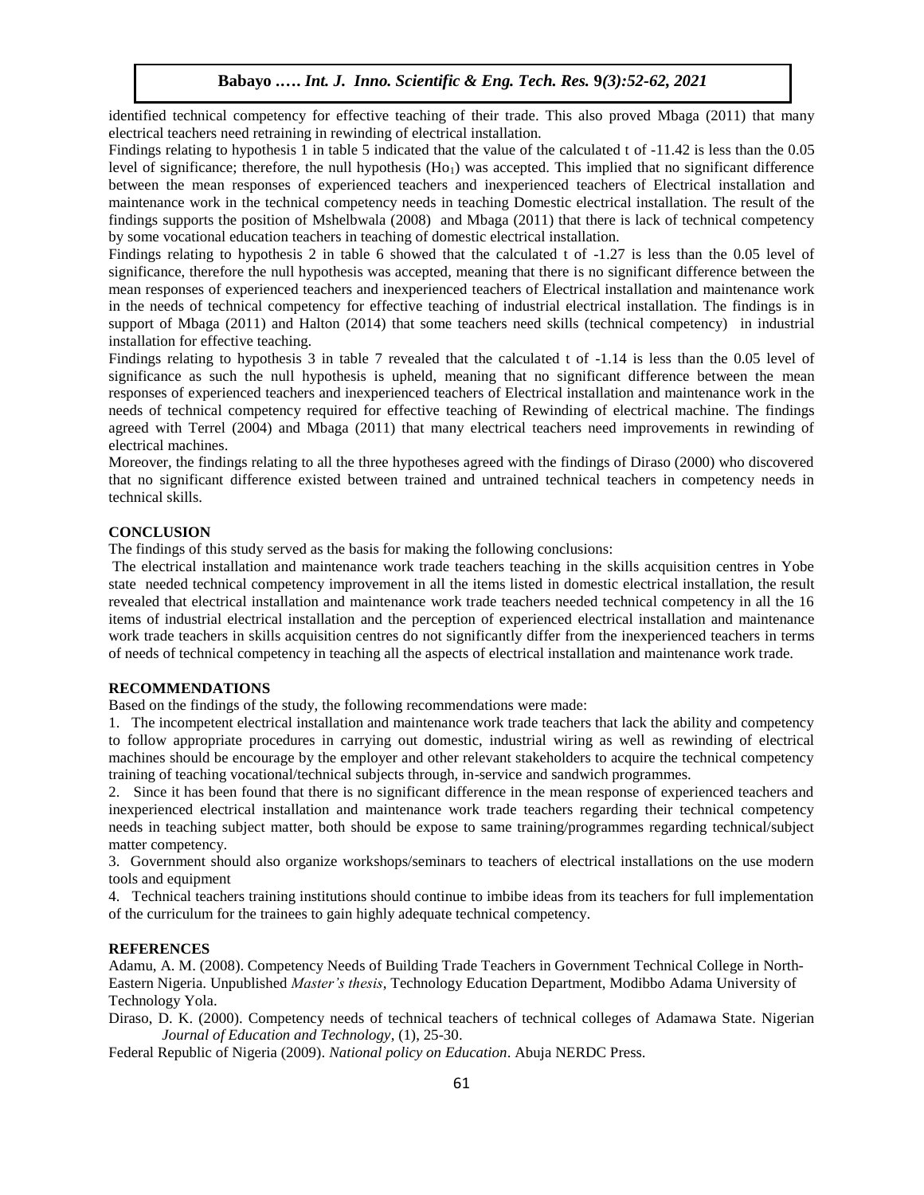identified technical competency for effective teaching of their trade. This also proved Mbaga (2011) that many electrical teachers need retraining in rewinding of electrical installation.

Findings relating to hypothesis 1 in table 5 indicated that the value of the calculated t of -11.42 is less than the 0.05 level of significance; therefore, the null hypothesis ($Ho_1$) was accepted. This implied that no significant difference between the mean responses of experienced teachers and inexperienced teachers of Electrical installation and maintenance work in the technical competency needs in teaching Domestic electrical installation. The result of the findings supports the position of Mshelbwala (2008) and Mbaga (2011) that there is lack of technical competency by some vocational education teachers in teaching of domestic electrical installation.

Findings relating to hypothesis 2 in table 6 showed that the calculated t of -1.27 is less than the 0.05 level of significance, therefore the null hypothesis was accepted, meaning that there is no significant difference between the mean responses of experienced teachers and inexperienced teachers of Electrical installation and maintenance work in the needs of technical competency for effective teaching of industrial electrical installation. The findings is in support of Mbaga (2011) and Halton (2014) that some teachers need skills (technical competency) in industrial installation for effective teaching.

Findings relating to hypothesis 3 in table 7 revealed that the calculated t of -1.14 is less than the 0.05 level of significance as such the null hypothesis is upheld, meaning that no significant difference between the mean responses of experienced teachers and inexperienced teachers of Electrical installation and maintenance work in the needs of technical competency required for effective teaching of Rewinding of electrical machine. The findings agreed with Terrel (2004) and Mbaga (2011) that many electrical teachers need improvements in rewinding of electrical machines.

Moreover, the findings relating to all the three hypotheses agreed with the findings of Diraso (2000) who discovered that no significant difference existed between trained and untrained technical teachers in competency needs in technical skills.

## CONCLUSION

The findings of this study served as the basis for making the following conclusions:

The electrical installation and maintenance work trade teachers teaching in the skills acquisition centres in Yobe state needed technical competency improvement in all the items listed in domestic electrical installation, the result revealed that electrical installation and maintenance work trade teachers needed technical competency in all the 16 items of industrial electrical installation and the perception of experienced electrical installation and maintenance work trade teachers in skills acquisition centres do not significantly differ from the inexperienced teachers in terms of needs of technical competency in teaching all the aspects of electrical installation and maintenance work trade.

## RECOMMENDATIONS

Based on the findings of the study, the following recommendations were made:

1. The incompetent electrical installation and maintenance work trade teachers that lack the ability and competency to follow appropriate procedures in carrying out domestic, industrial wiring as well as rewinding of electrical machines should be encourage by the employer and other relevant stakeholders to acquire the technical competency training of teaching vocational/technical subjects through, in-service and sandwich programmes.
2. Since it has been found that there is no significant difference in the mean response of experienced teachers and inexperienced electrical installation and maintenance work trade teachers regarding their technical competency needs in teaching subject matter, both should be expose to same training/programmes regarding technical/subject matter competency.
3. Government should also organize workshops/seminars to teachers of electrical installations on the use modern tools and equipment
4. Technical teachers training institutions should continue to imbibe ideas from its teachers for full implementation of the curriculum for the trainees to gain highly adequate technical competency.

## REFERENCES

Adamu, A. M. (2008). Competency Needs of Building Trade Teachers in Government Technical College in North-Eastern Nigeria. Unpublished *Master's thesis*, Technology Education Department, Modibbo Adama University of Technology Yola.

Diraso, D. K. (2000). Competency needs of technical teachers of technical colleges of Adamawa State. Nigerian *Journal of Education and Technology*, (1), 25-30.

Federal Republic of Nigeria (2009). *National policy on Education*. Abuja NERDC Press.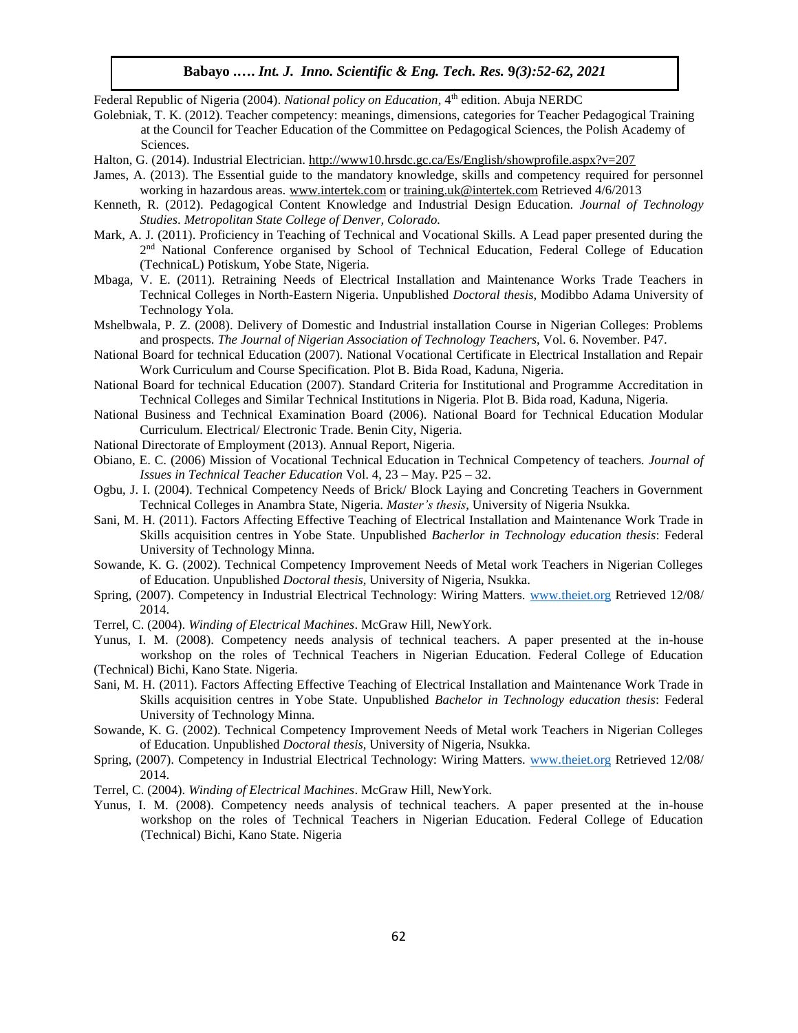Federal Republic of Nigeria (2004). *National policy on Education*, 4th edition. Abuja NERDC

Golebniak, T. K. (2012). Teacher competency: meanings, dimensions, categories for Teacher Pedagogical Training at the Council for Teacher Education of the Committee on Pedagogical Sciences, the Polish Academy of Sciences.

Halton, G. (2014). Industrial Electrician. http://www10.hrsdc.gc.ca/Es/English/showprofile.aspx?v=207

James, A. (2013). The Essential guide to the mandatory knowledge, skills and competency required for personnel working in hazardous areas. www.intertek.com or training.uk@intertek.com Retrieved 4/6/2013

Kenneth, R. (2012). Pedagogical Content Knowledge and Industrial Design Education. *Journal of Technology Studies*. *Metropolitan State College of Denver, Colorado.*

Mark, A. J. (2011). Proficiency in Teaching of Technical and Vocational Skills. A Lead paper presented during the 2nd National Conference organised by School of Technical Education, Federal College of Education (TechnicaL) Potiskum, Yobe State, Nigeria.

Mbaga, V. E. (2011). Retraining Needs of Electrical Installation and Maintenance Works Trade Teachers in Technical Colleges in North-Eastern Nigeria. Unpublished *Doctoral thesis*, Modibbo Adama University of Technology Yola.

Mshelbwala, P. Z. (2008). Delivery of Domestic and Industrial installation Course in Nigerian Colleges: Problems and prospects. *The Journal of Nigerian Association of Technology Teachers*, Vol. 6. November. P47.

National Board for technical Education (2007). National Vocational Certificate in Electrical Installation and Repair Work Curriculum and Course Specification. Plot B. Bida Road, Kaduna, Nigeria.

National Board for technical Education (2007). Standard Criteria for Institutional and Programme Accreditation in Technical Colleges and Similar Technical Institutions in Nigeria. Plot B. Bida road, Kaduna, Nigeria.

National Business and Technical Examination Board (2006). National Board for Technical Education Modular Curriculum. Electrical/ Electronic Trade. Benin City, Nigeria.

National Directorate of Employment (2013). Annual Report, Nigeria.

Obiano, E. C. (2006) Mission of Vocational Technical Education in Technical Competency of teachers. *Journal of Issues in Technical Teacher Education* Vol. 4, 23 – May. P25 – 32.

Ogbu, J. I. (2004). Technical Competency Needs of Brick/ Block Laying and Concreting Teachers in Government Technical Colleges in Anambra State, Nigeria. *Master's thesis*, University of Nigeria Nsukka.

Sani, M. H. (2011). Factors Affecting Effective Teaching of Electrical Installation and Maintenance Work Trade in Skills acquisition centres in Yobe State. Unpublished *Bacherlor in Technology education thesis*: Federal University of Technology Minna.

Sowande, K. G. (2002). Technical Competency Improvement Needs of Metal work Teachers in Nigerian Colleges of Education. Unpublished *Doctoral thesis*, University of Nigeria, Nsukka.

Spring, (2007). Competency in Industrial Electrical Technology: Wiring Matters. www.theiet.org Retrieved 12/08/ 2014.

Terrel, C. (2004). *Winding of Electrical Machines*. McGraw Hill, NewYork.

Yunus, I. M. (2008). Competency needs analysis of technical teachers. A paper presented at the in-house workshop on the roles of Technical Teachers in Nigerian Education. Federal College of Education (Technical) Bichi, Kano State. Nigeria.

Sani, M. H. (2011). Factors Affecting Effective Teaching of Electrical Installation and Maintenance Work Trade in Skills acquisition centres in Yobe State. Unpublished *Bachelor in Technology education thesis*: Federal University of Technology Minna.

Sowande, K. G. (2002). Technical Competency Improvement Needs of Metal work Teachers in Nigerian Colleges of Education. Unpublished *Doctoral thesis*, University of Nigeria, Nsukka.

Spring, (2007). Competency in Industrial Electrical Technology: Wiring Matters. www.theiet.org Retrieved 12/08/ 2014.

Terrel, C. (2004). *Winding of Electrical Machines*. McGraw Hill, NewYork.

Yunus, I. M. (2008). Competency needs analysis of technical teachers. A paper presented at the in-house workshop on the roles of Technical Teachers in Nigerian Education. Federal College of Education (Technical) Bichi, Kano State. Nigeria